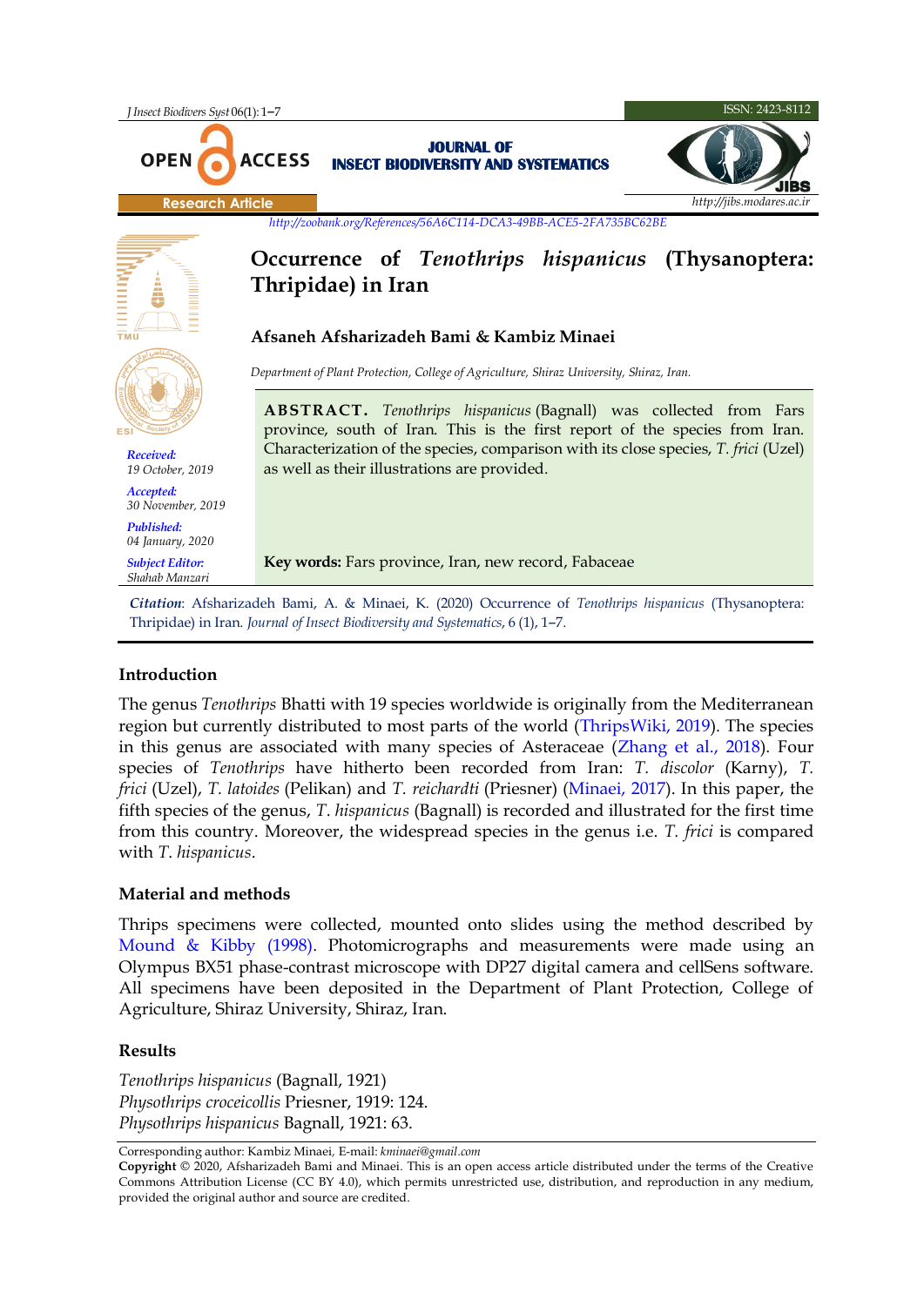OPEN ACCESS

**JOURNAL OF INSECT BIODIVERSITY AND SYSTEMATICS**

ISSN: 2423-8112

http://jibs.modares.ac.ir

Research Article

http://zoobank.org/References/56A6C114-DCA3-49BB-ACE5-2FA735BC62BE

# Occurrence of *Tenothrips hispanicus* (Thysanoptera: Thripidae) in Iran

**Afsaneh Afsharizadeh Bami & Kambiz Minaei**

*Department of Plant Protection, College of Agriculture, Shiraz University, Shiraz, Iran.*

***Received:*** 19 October, 2019

***Accepted:*** 30 November, 2019

***Published:*** 04 January, 2020

***Subject Editor:*** Shahab Manzari

**ABSTRACT.** *Tenothrips hispanicus* (Bagnall) was collected from Fars province, south of Iran. This is the first report of the species from Iran. Characterization of the species, comparison with its close species, *T. frici* (Uzel) as well as their illustrations are provided.

**Key words:** Fars province, Iran, new record, Fabaceae

***Citation***: Afsharizadeh Bami, A. & Minaei, K. (2020) Occurrence of *Tenothrips hispanicus* (Thysanoptera: Thripidae) in Iran. *Journal of Insect Biodiversity and Systematics*, 6 (1), 1–7.

## Introduction

The genus *Tenothrips* Bhatti with 19 species worldwide is originally from the Mediterranean region but currently distributed to most parts of the world (ThripsWiki, 2019). The species in this genus are associated with many species of Asteraceae (Zhang et al., 2018). Four species of *Tenothrips* have hitherto been recorded from Iran: *T. discolor* (Karny), *T. frici* (Uzel), *T. latoides* (Pelikan) and *T. reichardti* (Priesner) (Minaei, 2017). In this paper, the fifth species of the genus, *T. hispanicus* (Bagnall) is recorded and illustrated for the first time from this country. Moreover, the widespread species in the genus i.e. *T. frici* is compared with *T. hispanicus*.

## Material and methods

Thrips specimens were collected, mounted onto slides using the method described by Mound & Kibby (1998). Photomicrographs and measurements were made using an Olympus BX51 phase-contrast microscope with DP27 digital camera and cellSens software. All specimens have been deposited in the Department of Plant Protection, College of Agriculture, Shiraz University, Shiraz, Iran.

## Results

*Tenothrips hispanicus* (Bagnall, 1921)
*Physothrips croceicollis* Priesner, 1919: 124.
*Physothrips hispanicus* Bagnall, 1921: 63.

Corresponding author: Kambiz Minaei, E-mail: *kminaei@gmail.com*

**Copyright** © 2020, Afsharizadeh Bami and Minaei. This is an open access article distributed under the terms of the Creative Commons Attribution License (CC BY 4.0), which permits unrestricted use, distribution, and reproduction in any medium, provided the original author and source are credited.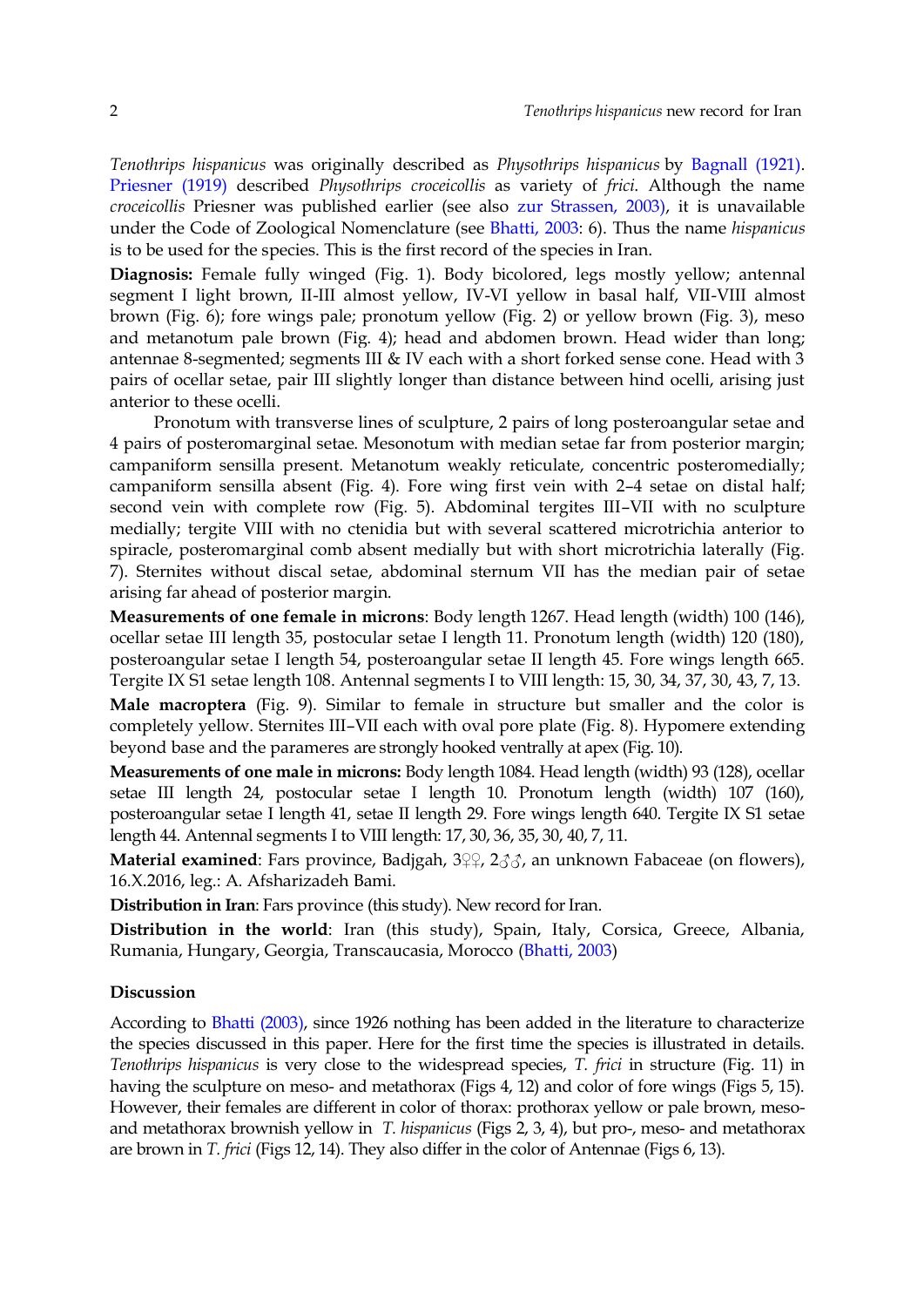*Tenothrips hispanicus* was originally described as *Physothrips hispanicus* by Bagnall (1921). Priesner (1919) described *Physothrips croceicollis* as variety of *frici*. Although the name *croceicollis* Priesner was published earlier (see also zur Strassen, 2003), it is unavailable under the Code of Zoological Nomenclature (see Bhatti, 2003: 6). Thus the name *hispanicus* is to be used for the species. This is the first record of the species in Iran.

**Diagnosis:** Female fully winged (Fig. 1). Body bicolored, legs mostly yellow; antennal segment I light brown, II-III almost yellow, IV-VI yellow in basal half, VII-VIII almost brown (Fig. 6); fore wings pale; pronotum yellow (Fig. 2) or yellow brown (Fig. 3), meso and metanotum pale brown (Fig. 4); head and abdomen brown. Head wider than long; antennae 8-segmented; segments III & IV each with a short forked sense cone. Head with 3 pairs of ocellar setae, pair III slightly longer than distance between hind ocelli, arising just anterior to these ocelli.

Pronotum with transverse lines of sculpture, 2 pairs of long posteroangular setae and 4 pairs of posteromarginal setae. Mesonotum with median setae far from posterior margin; campaniform sensilla present. Metanotum weakly reticulate, concentric posteromedially; campaniform sensilla absent (Fig. 4). Fore wing first vein with 2–4 setae on distal half; second vein with complete row (Fig. 5). Abdominal tergites III–VII with no sculpture medially; tergite VIII with no ctenidia but with several scattered microtrichia anterior to spiracle, posteromarginal comb absent medially but with short microtrichia laterally (Fig. 7). Sternites without discal setae, abdominal sternum VII has the median pair of setae arising far ahead of posterior margin.

**Measurements of one female in microns**: Body length 1267. Head length (width) 100 (146), ocellar setae III length 35, postocular setae I length 11. Pronotum length (width) 120 (180), posteroangular setae I length 54, posteroangular setae II length 45. Fore wings length 665. Tergite IX S1 setae length 108. Antennal segments I to VIII length: 15, 30, 34, 37, 30, 43, 7, 13.

**Male macroptera** (Fig. 9). Similar to female in structure but smaller and the color is completely yellow. Sternites III–VII each with oval pore plate (Fig. 8). Hypomere extending beyond base and the parameres are strongly hooked ventrally at apex (Fig. 10).

**Measurements of one male in microns:** Body length 1084. Head length (width) 93 (128), ocellar setae III length 24, postocular setae I length 10. Pronotum length (width) 107 (160), posteroangular setae I length 41, setae II length 29. Fore wings length 640. Tergite IX S1 setae length 44. Antennal segments I to VIII length: 17, 30, 36, 35, 30, 40, 7, 11.

**Material examined**: Fars province, Badjgah, 3♀♀, 2♂♂, an unknown Fabaceae (on flowers), 16.X.2016, leg.: A. Afsharizadeh Bami.

**Distribution in Iran**: Fars province (this study). New record for Iran.

**Distribution in the world**: Iran (this study), Spain, Italy, Corsica, Greece, Albania, Rumania, Hungary, Georgia, Transcaucasia, Morocco (Bhatti, 2003)

## Discussion

According to Bhatti (2003), since 1926 nothing has been added in the literature to characterize the species discussed in this paper. Here for the first time the species is illustrated in details. *Tenothrips hispanicus* is very close to the widespread species, *T. frici* in structure (Fig. 11) in having the sculpture on meso- and metathorax (Figs 4, 12) and color of fore wings (Figs 5, 15). However, their females are different in color of thorax: prothorax yellow or pale brown, meso- and metathorax brownish yellow in *T. hispanicus* (Figs 2, 3, 4), but pro-, meso- and metathorax are brown in *T. frici* (Figs 12, 14). They also differ in the color of Antennae (Figs 6, 13).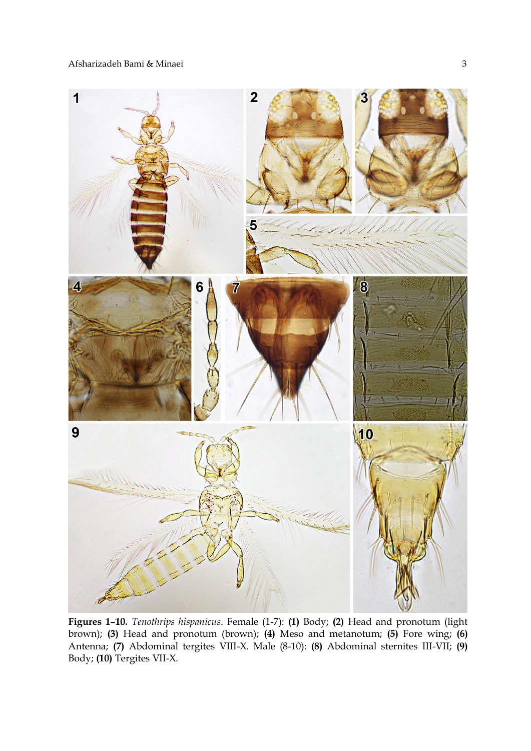**Figures 1–10.** *Tenothrips hispanicus*. Female (1-7): **(1)** Body; **(2)** Head and pronotum (light brown); **(3)** Head and pronotum (brown); **(4)** Meso and metanotum; **(5)** Fore wing; **(6)** Antenna; **(7)** Abdominal tergites VIII-X. Male (8-10): **(8)** Abdominal sternites III-VII; **(9)** Body; **(10)** Tergites VII-X.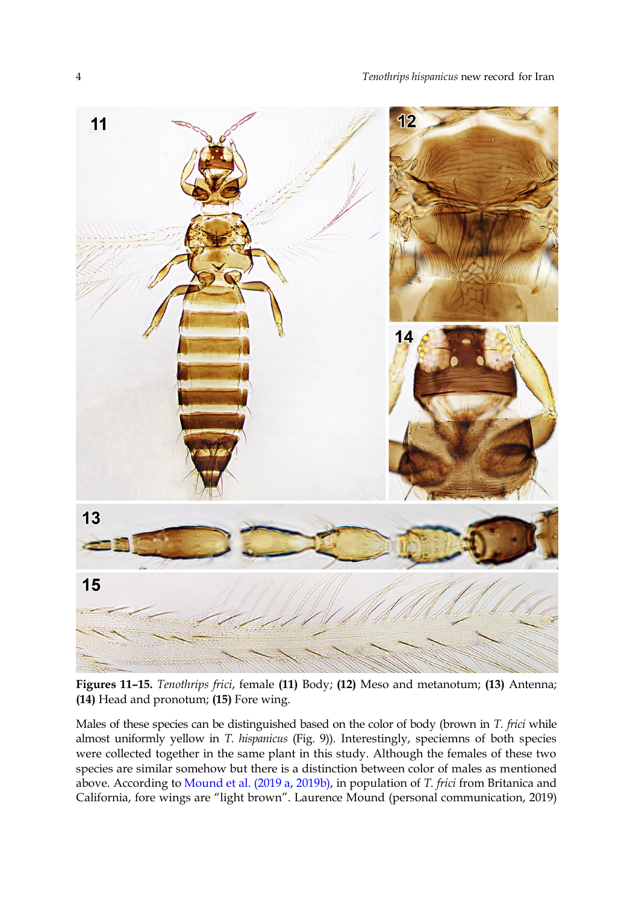**Figures 11–15.** *Tenothrips frici*, female **(11)** Body; **(12)** Meso and metanotum; **(13)** Antenna; **(14)** Head and pronotum; **(15)** Fore wing.

Males of these species can be distinguished based on the color of body (brown in *T. frici* while almost uniformly yellow in *T. hispanicus* (Fig. 9)). Interestingly, speciemns of both species were collected together in the same plant in this study. Although the females of these two species are similar somehow but there is a distinction between color of males as mentioned above. According to Mound et al. (2019 a, 2019b), in population of *T. frici* from Britanica and California, fore wings are "light brown". Laurence Mound (personal communication, 2019)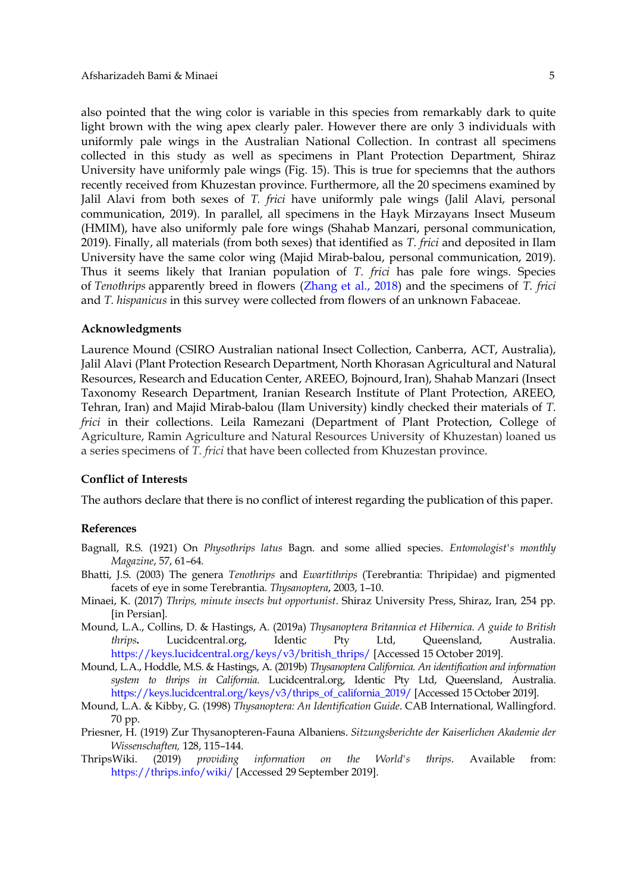also pointed that the wing color is variable in this species from remarkably dark to quite light brown with the wing apex clearly paler. However there are only 3 individuals with uniformly pale wings in the Australian National Collection. In contrast all specimens collected in this study as well as specimens in Plant Protection Department, Shiraz University have uniformly pale wings (Fig. 15). This is true for speciemns that the authors recently received from Khuzestan province. Furthermore, all the 20 specimens examined by Jalil Alavi from both sexes of *T. frici* have uniformly pale wings (Jalil Alavi, personal communication, 2019). In parallel, all specimens in the Hayk Mirzayans Insect Museum (HMIM), have also uniformly pale fore wings (Shahab Manzari, personal communication, 2019). Finally, all materials (from both sexes) that identified as *T. frici* and deposited in Ilam University have the same color wing (Majid Mirab-balou, personal communication, 2019). Thus it seems likely that Iranian population of *T. frici* has pale fore wings. Species of *Tenothrips* apparently breed in flowers (Zhang et al., 2018) and the specimens of *T. frici* and *T. hispanicus* in this survey were collected from flowers of an unknown Fabaceae.

### Acknowledgments

Laurence Mound (CSIRO Australian national Insect Collection, Canberra, ACT, Australia), Jalil Alavi (Plant Protection Research Department, North Khorasan Agricultural and Natural Resources, Research and Education Center, AREEO, Bojnourd, Iran), Shahab Manzari (Insect Taxonomy Research Department, Iranian Research Institute of Plant Protection, AREEO, Tehran, Iran) and Majid Mirab-balou (Ilam University) kindly checked their materials of *T. frici* in their collections. Leila Ramezani (Department of Plant Protection, College of Agriculture, Ramin Agriculture and Natural Resources University of Khuzestan) loaned us a series specimens of *T. frici* that have been collected from Khuzestan province.

### Conflict of Interests

The authors declare that there is no conflict of interest regarding the publication of this paper.

### References

Bagnall, R.S. (1921) On *Physothrips latus* Bagn. and some allied species. *Entomologist's monthly Magazine*, 57, 61–64.

Bhatti, J.S. (2003) The genera *Tenothrips* and *Ewartithrips* (Terebrantia: Thripidae) and pigmented facets of eye in some Terebrantia. *Thysanoptera*, 2003, 1–10.

Minaei, K. (2017) *Thrips, minute insects but opportunist*. Shiraz University Press, Shiraz, Iran, 254 pp. [in Persian].

Mound, L.A., Collins, D. & Hastings, A. (2019a) *Thysanoptera Britannica et Hibernica. A guide to British thrips***.** Lucidcentral.org, Identic Pty Ltd, Queensland, Australia. https://keys.lucidcentral.org/keys/v3/british_thrips/ [Accessed 15 October 2019].

Mound, L.A., Hoddle, M.S. & Hastings, A. (2019b) *Thysanoptera Californica. An identification and information system to thrips in California.* Lucidcentral.org, Identic Pty Ltd, Queensland, Australia. https://keys.lucidcentral.org/keys/v3/thrips_of_california_2019/ [Accessed 15 October 2019].

Mound, L.A. & Kibby, G. (1998) *Thysanoptera: An Identification Guide*. CAB International, Wallingford. 70 pp.

Priesner, H. (1919) Zur Thysanopteren-Fauna Albaniens. *Sitzungsberichte der Kaiserlichen Akademie der Wissenschaften,* 128, 115–144.

ThripsWiki. (2019) *providing information on the World's thrips*. Available from: https://thrips.info/wiki/ [Accessed 29 September 2019].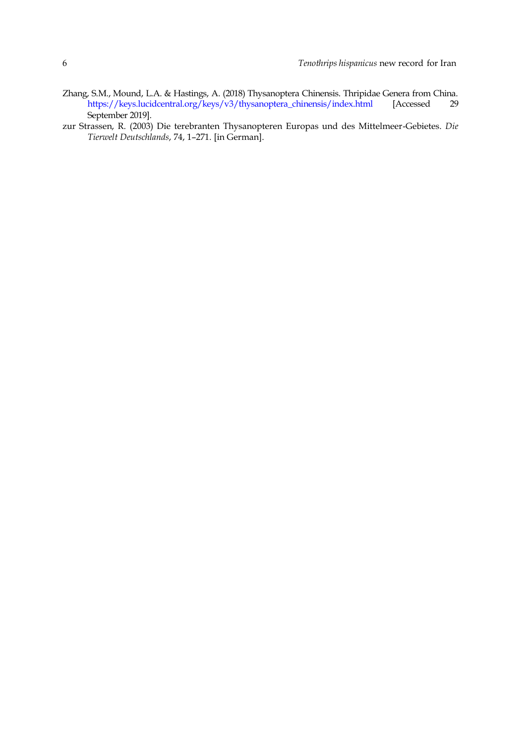Zhang, S.M., Mound, L.A. & Hastings, A. (2018) Thysanoptera Chinensis. Thripidae Genera from China. https://keys.lucidcentral.org/keys/v3/thysanoptera_chinensis/index.html [Accessed 29 September 2019].

zur Strassen, R. (2003) Die terebranten Thysanopteren Europas und des Mittelmeer-Gebietes. *Die Tierwelt Deutschlands*, 74, 1–271. [in German].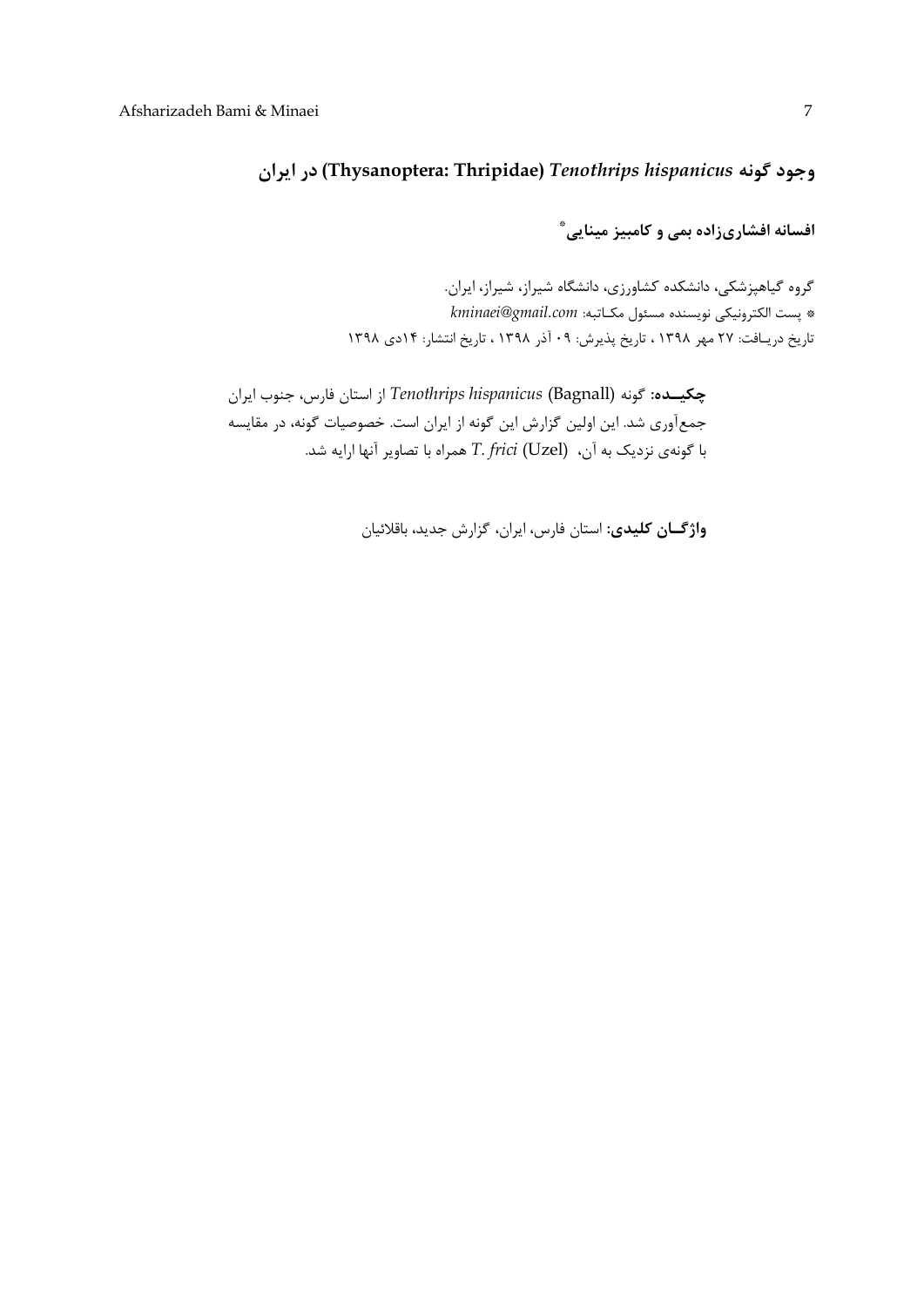## وجود گونه *Tenothrips hispanicus* (Thysanoptera: Thripidae) در ایران

**افسانه افشاری‌زاده بمی و کامبیز مینایی***

گروه گیاهپزشکی، دانشکده کشاورزی، دانشگاه شیراز، شیراز، ایران.

* پست الکترونیکی نویسنده مسئول مکـاتبه: *kminaei@gmail.com*

تاریخ دریـافت: ۲۷ مهر ۱۳۹۸ ، تاریخ پذیرش: ۰۹ آذر ۱۳۹۸ ، تاریخ انتشار: ۱۴دی ۱۳۹۸

**چکیــده:** گونه *Tenothrips hispanicus* (Bagnall) از استان فارس، جنوب ایران جمع‌آوری شد. این اولین گزارش این گونه از ایران است. خصوصیات گونه، در مقایسه با گونه‌ی نزدیک به آن، *T. frici* (Uzel) همراه با تصاویر آنها ارایه شد.

**واژگــان کلیدی:** استان فارس، ایران، گزارش جدید، باقلائیان